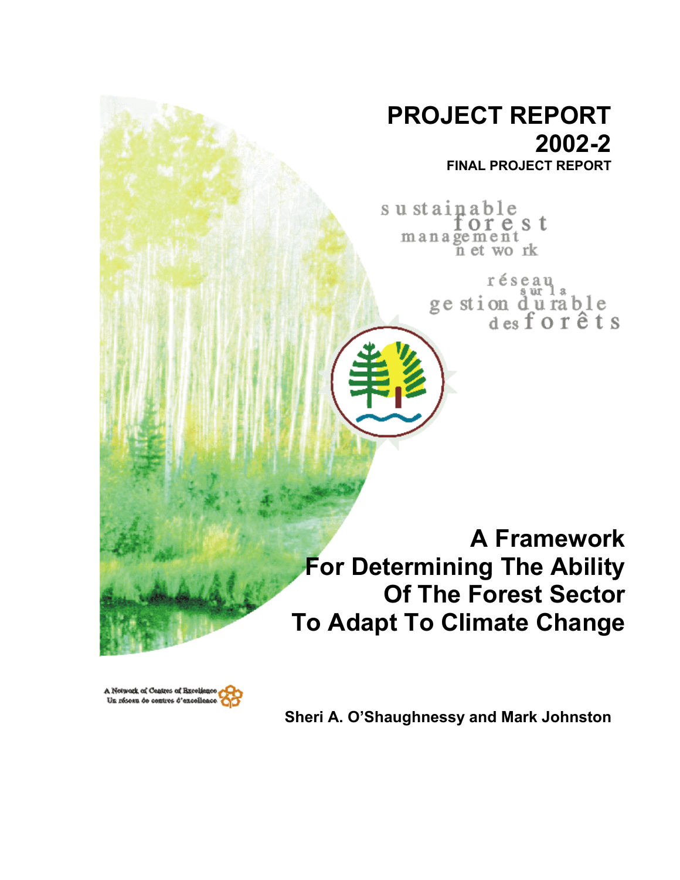# PROJECT REPORT 2002-2

**FINAL PROJECT REPORT**

sustainable forest management network

réseau sur la gestion durable des forêts

# A Framework For Determining The Ability Of The Forest Sector To Adapt To Climate Change

A Network of Centres of Excellence
Un réseau de centres d'excellence

**Sheri A. O'Shaughnessy and Mark Johnston**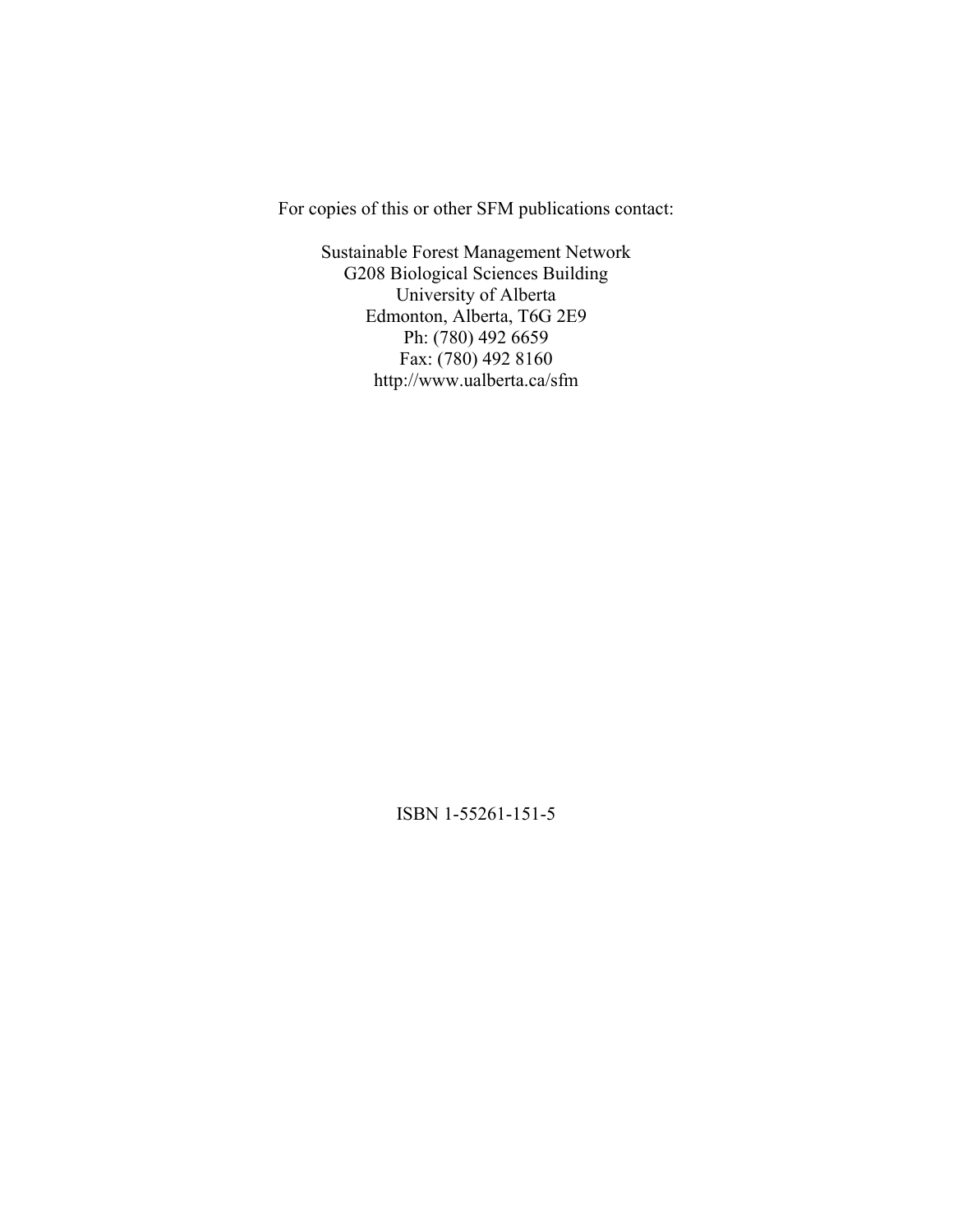For copies of this or other SFM publications contact:

Sustainable Forest Management Network
G208 Biological Sciences Building
University of Alberta
Edmonton, Alberta, T6G 2E9
Ph: (780) 492 6659
Fax: (780) 492 8160
http://www.ualberta.ca/sfm

ISBN 1-55261-151-5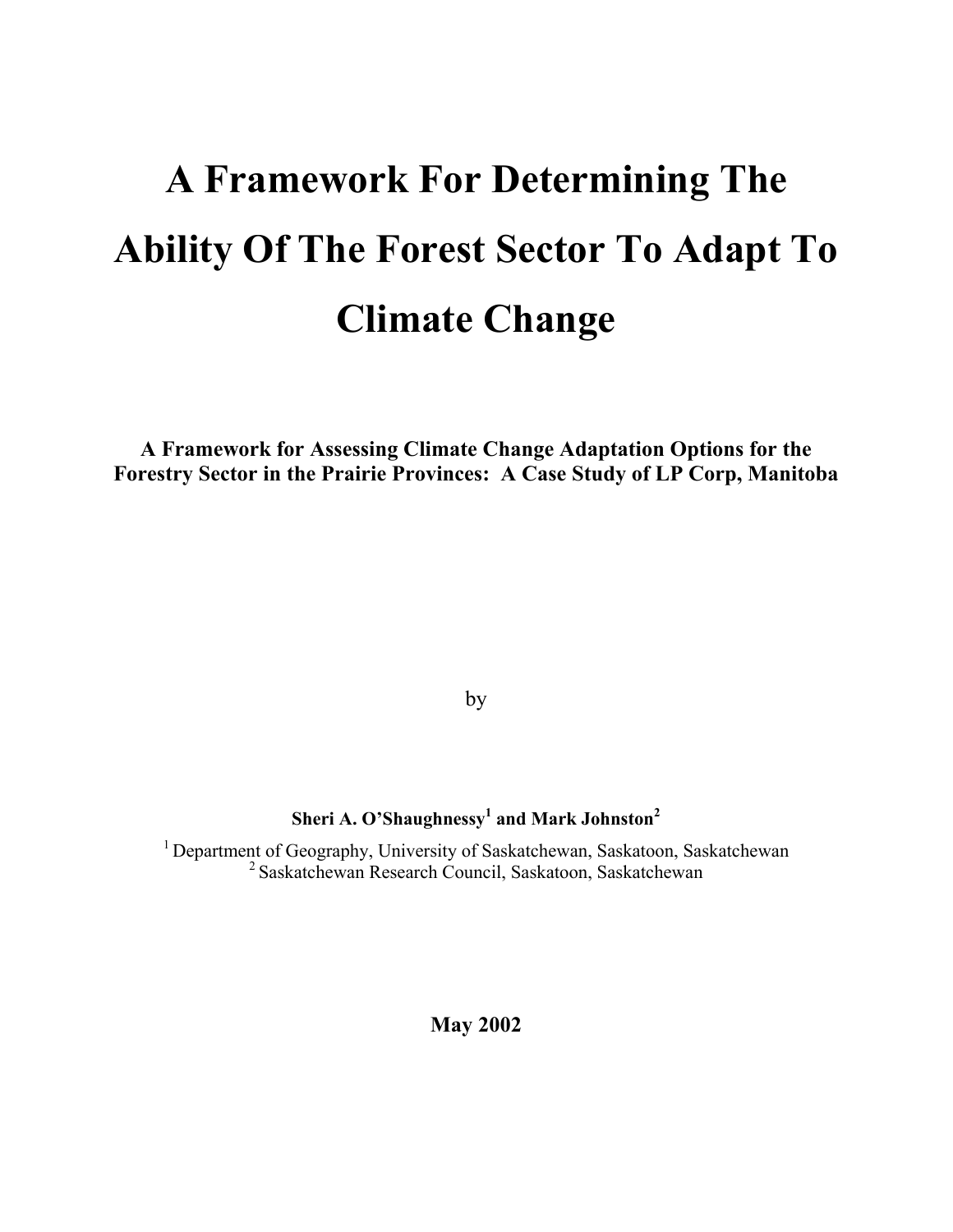# A Framework For Determining The Ability Of The Forest Sector To Adapt To Climate Change

**A Framework for Assessing Climate Change Adaptation Options for the Forestry Sector in the Prairie Provinces: A Case Study of LP Corp, Manitoba**

by

**Sheri A. O'Shaughnessy[1] and Mark Johnston[2]**

[1] Department of Geography, University of Saskatchewan, Saskatoon, Saskatchewan
[2] Saskatchewan Research Council, Saskatoon, Saskatchewan

**May 2002**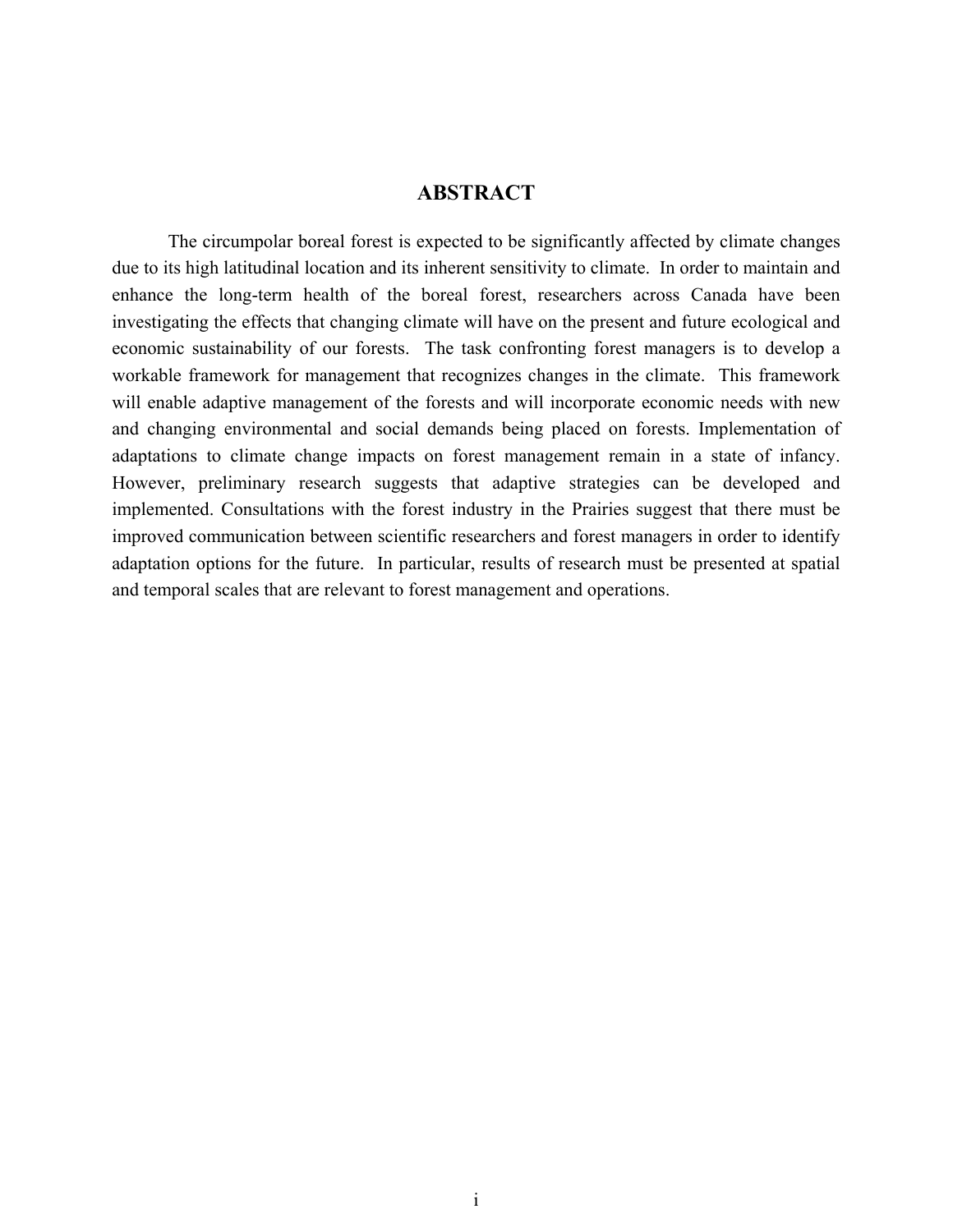## ABSTRACT

The circumpolar boreal forest is expected to be significantly affected by climate changes due to its high latitudinal location and its inherent sensitivity to climate. In order to maintain and enhance the long-term health of the boreal forest, researchers across Canada have been investigating the effects that changing climate will have on the present and future ecological and economic sustainability of our forests. The task confronting forest managers is to develop a workable framework for management that recognizes changes in the climate. This framework will enable adaptive management of the forests and will incorporate economic needs with new and changing environmental and social demands being placed on forests. Implementation of adaptations to climate change impacts on forest management remain in a state of infancy. However, preliminary research suggests that adaptive strategies can be developed and implemented. Consultations with the forest industry in the Prairies suggest that there must be improved communication between scientific researchers and forest managers in order to identify adaptation options for the future. In particular, results of research must be presented at spatial and temporal scales that are relevant to forest management and operations.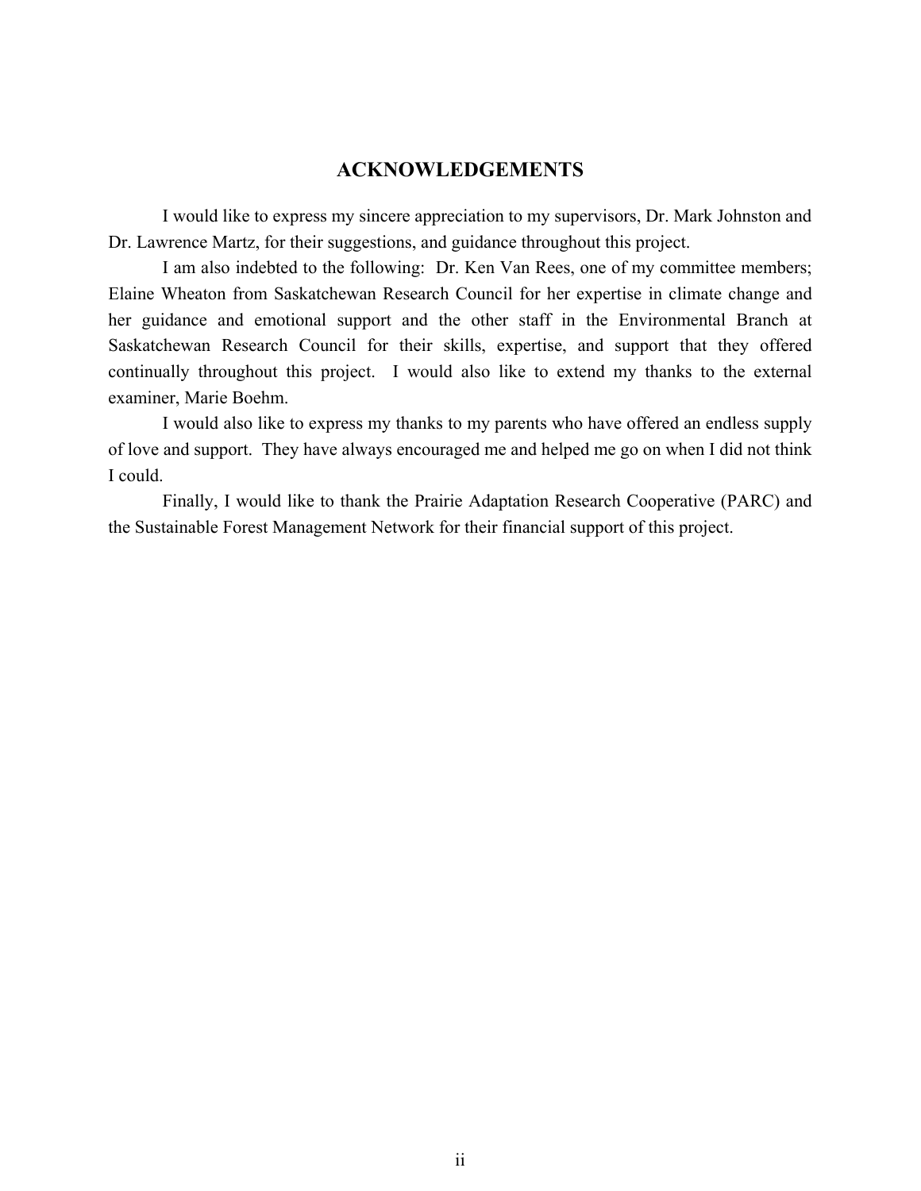## ACKNOWLEDGEMENTS

I would like to express my sincere appreciation to my supervisors, Dr. Mark Johnston and Dr. Lawrence Martz, for their suggestions, and guidance throughout this project.

I am also indebted to the following: Dr. Ken Van Rees, one of my committee members; Elaine Wheaton from Saskatchewan Research Council for her expertise in climate change and her guidance and emotional support and the other staff in the Environmental Branch at Saskatchewan Research Council for their skills, expertise, and support that they offered continually throughout this project. I would also like to extend my thanks to the external examiner, Marie Boehm.

I would also like to express my thanks to my parents who have offered an endless supply of love and support. They have always encouraged me and helped me go on when I did not think I could.

Finally, I would like to thank the Prairie Adaptation Research Cooperative (PARC) and the Sustainable Forest Management Network for their financial support of this project.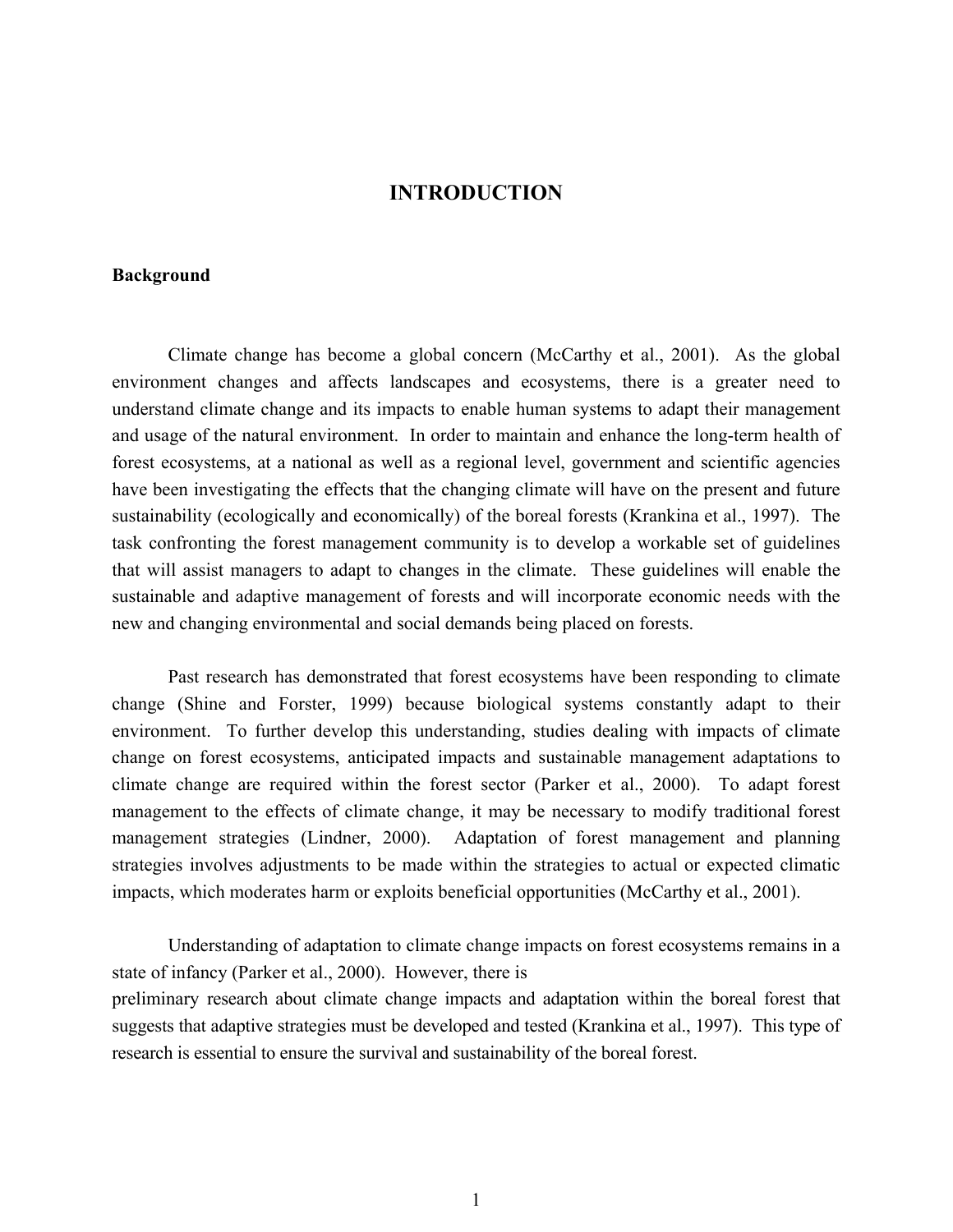# INTRODUCTION

## Background

Climate change has become a global concern (McCarthy et al., 2001). As the global environment changes and affects landscapes and ecosystems, there is a greater need to understand climate change and its impacts to enable human systems to adapt their management and usage of the natural environment. In order to maintain and enhance the long-term health of forest ecosystems, at a national as well as a regional level, government and scientific agencies have been investigating the effects that the changing climate will have on the present and future sustainability (ecologically and economically) of the boreal forests (Krankina et al., 1997). The task confronting the forest management community is to develop a workable set of guidelines that will assist managers to adapt to changes in the climate. These guidelines will enable the sustainable and adaptive management of forests and will incorporate economic needs with the new and changing environmental and social demands being placed on forests.

Past research has demonstrated that forest ecosystems have been responding to climate change (Shine and Forster, 1999) because biological systems constantly adapt to their environment. To further develop this understanding, studies dealing with impacts of climate change on forest ecosystems, anticipated impacts and sustainable management adaptations to climate change are required within the forest sector (Parker et al., 2000). To adapt forest management to the effects of climate change, it may be necessary to modify traditional forest management strategies (Lindner, 2000). Adaptation of forest management and planning strategies involves adjustments to be made within the strategies to actual or expected climatic impacts, which moderates harm or exploits beneficial opportunities (McCarthy et al., 2001).

Understanding of adaptation to climate change impacts on forest ecosystems remains in a state of infancy (Parker et al., 2000). However, there is preliminary research about climate change impacts and adaptation within the boreal forest that suggests that adaptive strategies must be developed and tested (Krankina et al., 1997). This type of research is essential to ensure the survival and sustainability of the boreal forest.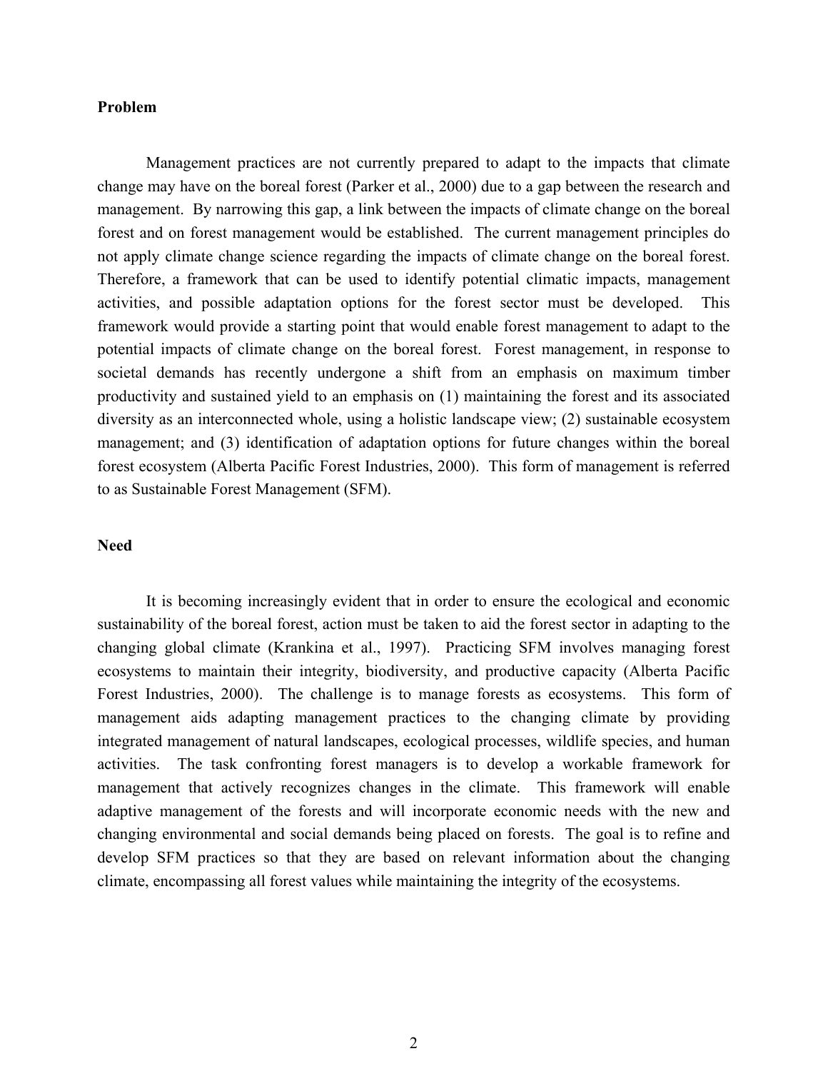## Problem

Management practices are not currently prepared to adapt to the impacts that climate change may have on the boreal forest (Parker et al., 2000) due to a gap between the research and management. By narrowing this gap, a link between the impacts of climate change on the boreal forest and on forest management would be established. The current management principles do not apply climate change science regarding the impacts of climate change on the boreal forest. Therefore, a framework that can be used to identify potential climatic impacts, management activities, and possible adaptation options for the forest sector must be developed. This framework would provide a starting point that would enable forest management to adapt to the potential impacts of climate change on the boreal forest. Forest management, in response to societal demands has recently undergone a shift from an emphasis on maximum timber productivity and sustained yield to an emphasis on (1) maintaining the forest and its associated diversity as an interconnected whole, using a holistic landscape view; (2) sustainable ecosystem management; and (3) identification of adaptation options for future changes within the boreal forest ecosystem (Alberta Pacific Forest Industries, 2000). This form of management is referred to as Sustainable Forest Management (SFM).

## Need

It is becoming increasingly evident that in order to ensure the ecological and economic sustainability of the boreal forest, action must be taken to aid the forest sector in adapting to the changing global climate (Krankina et al., 1997). Practicing SFM involves managing forest ecosystems to maintain their integrity, biodiversity, and productive capacity (Alberta Pacific Forest Industries, 2000). The challenge is to manage forests as ecosystems. This form of management aids adapting management practices to the changing climate by providing integrated management of natural landscapes, ecological processes, wildlife species, and human activities. The task confronting forest managers is to develop a workable framework for management that actively recognizes changes in the climate. This framework will enable adaptive management of the forests and will incorporate economic needs with the new and changing environmental and social demands being placed on forests. The goal is to refine and develop SFM practices so that they are based on relevant information about the changing climate, encompassing all forest values while maintaining the integrity of the ecosystems.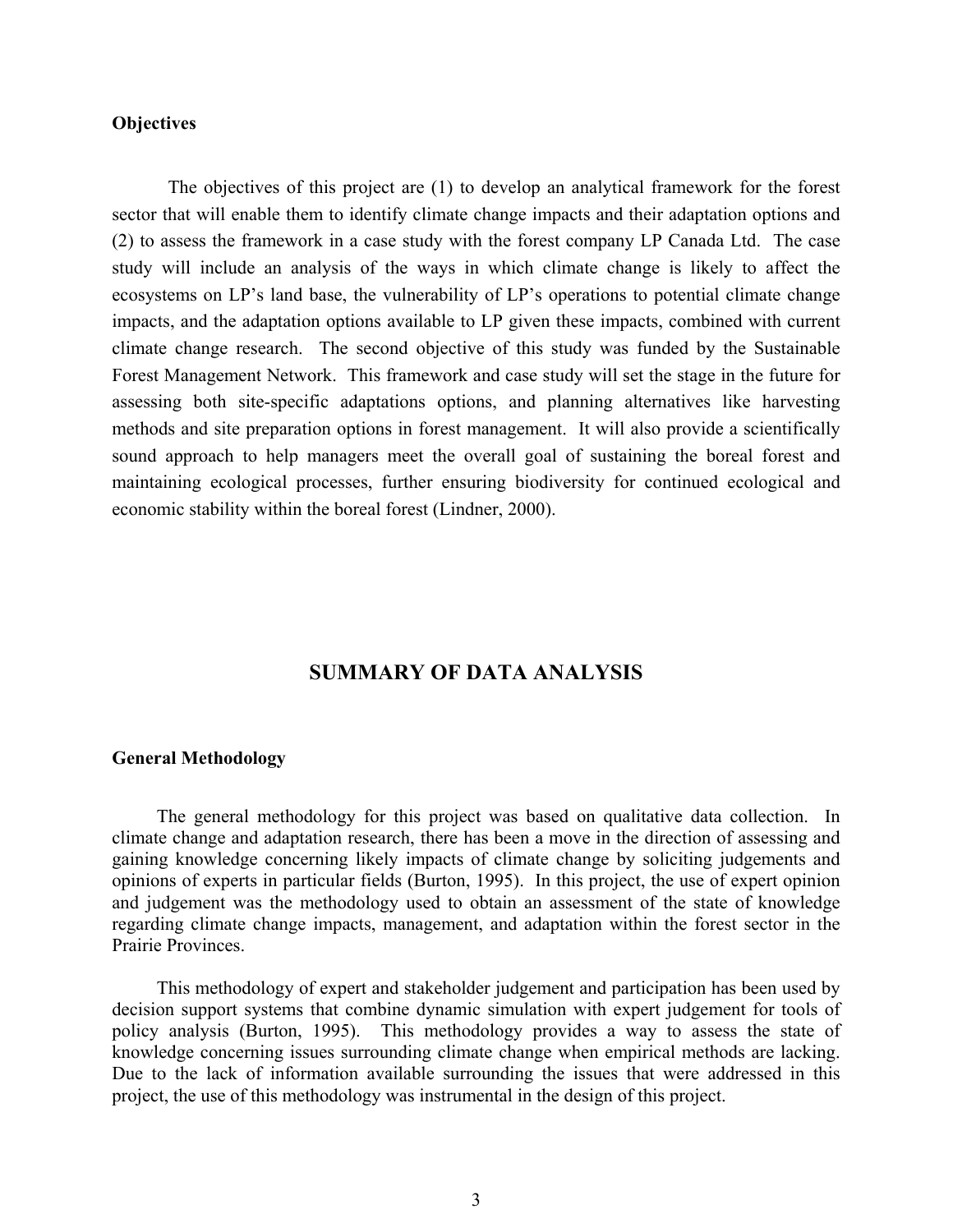### Objectives

The objectives of this project are (1) to develop an analytical framework for the forest sector that will enable them to identify climate change impacts and their adaptation options and (2) to assess the framework in a case study with the forest company LP Canada Ltd. The case study will include an analysis of the ways in which climate change is likely to affect the ecosystems on LP's land base, the vulnerability of LP's operations to potential climate change impacts, and the adaptation options available to LP given these impacts, combined with current climate change research. The second objective of this study was funded by the Sustainable Forest Management Network. This framework and case study will set the stage in the future for assessing both site-specific adaptations options, and planning alternatives like harvesting methods and site preparation options in forest management. It will also provide a scientifically sound approach to help managers meet the overall goal of sustaining the boreal forest and maintaining ecological processes, further ensuring biodiversity for continued ecological and economic stability within the boreal forest (Lindner, 2000).

## SUMMARY OF DATA ANALYSIS

### General Methodology

The general methodology for this project was based on qualitative data collection. In climate change and adaptation research, there has been a move in the direction of assessing and gaining knowledge concerning likely impacts of climate change by soliciting judgements and opinions of experts in particular fields (Burton, 1995). In this project, the use of expert opinion and judgement was the methodology used to obtain an assessment of the state of knowledge regarding climate change impacts, management, and adaptation within the forest sector in the Prairie Provinces.

This methodology of expert and stakeholder judgement and participation has been used by decision support systems that combine dynamic simulation with expert judgement for tools of policy analysis (Burton, 1995). This methodology provides a way to assess the state of knowledge concerning issues surrounding climate change when empirical methods are lacking. Due to the lack of information available surrounding the issues that were addressed in this project, the use of this methodology was instrumental in the design of this project.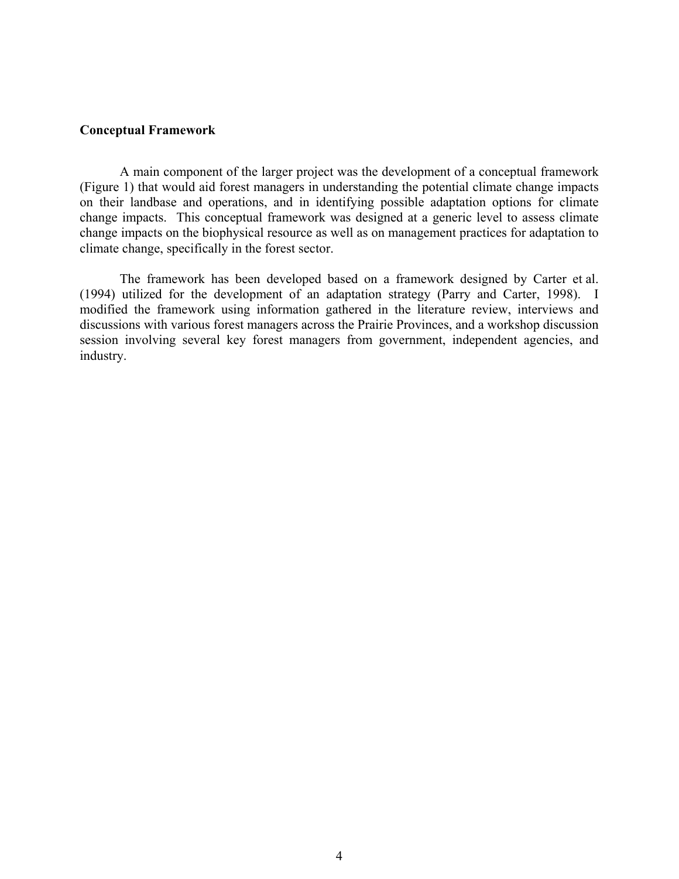## Conceptual Framework

A main component of the larger project was the development of a conceptual framework (Figure 1) that would aid forest managers in understanding the potential climate change impacts on their landbase and operations, and in identifying possible adaptation options for climate change impacts. This conceptual framework was designed at a generic level to assess climate change impacts on the biophysical resource as well as on management practices for adaptation to climate change, specifically in the forest sector.

The framework has been developed based on a framework designed by Carter et al. (1994) utilized for the development of an adaptation strategy (Parry and Carter, 1998). I modified the framework using information gathered in the literature review, interviews and discussions with various forest managers across the Prairie Provinces, and a workshop discussion session involving several key forest managers from government, independent agencies, and industry.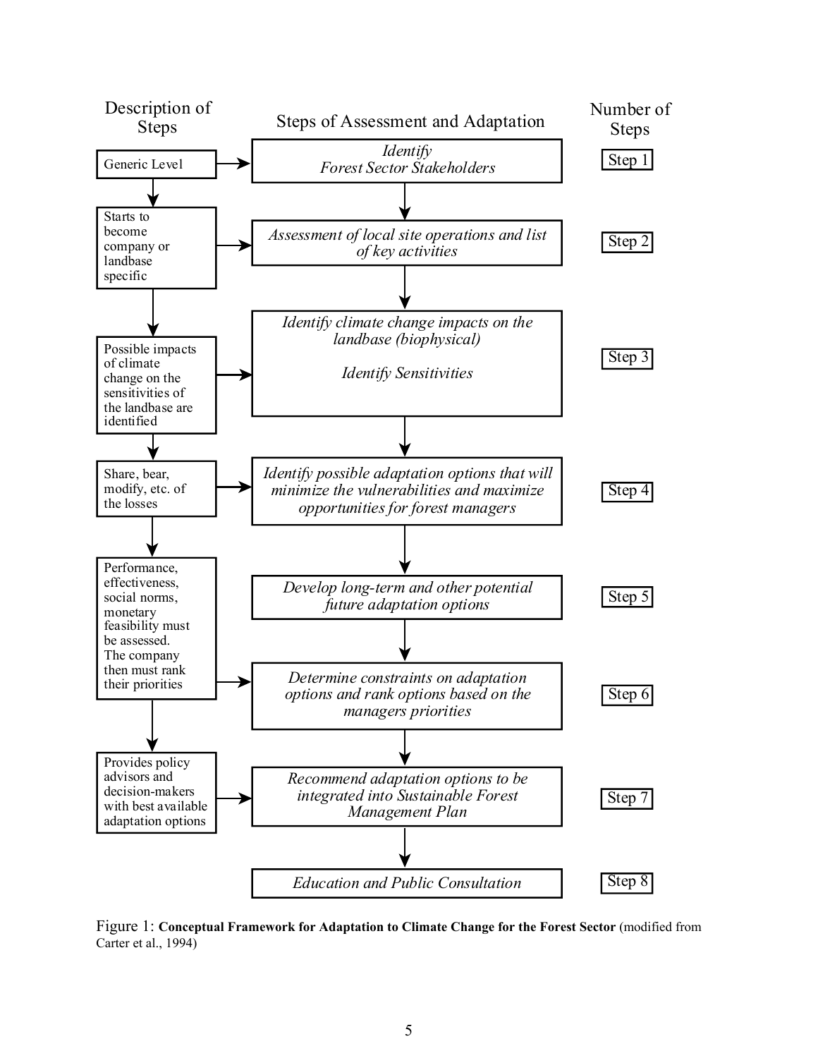| Description of Steps | Steps of Assessment and Adaptation | Number of Steps |
|---|---|---|
| Generic Level | *Identify Forest Sector Stakeholders* | Step 1 |
| Starts to become company or landbase specific | *Assessment of local site operations and list of key activities* | Step 2 |
| Possible impacts of climate change on the sensitivities of the landbase are identified | *Identify climate change impacts on the landbase (biophysical)*<br><br>*Identify Sensitivities* | Step 3 |
| Share, bear, modify, etc. of the losses | *Identify possible adaptation options that will minimize the vulnerabilities and maximize opportunities for forest managers* | Step 4 |
| | *Develop long-term and other potential future adaptation options* | Step 5 |
| Performance, effectiveness, social norms, monetary feasibility must be assessed. The company then must rank their priorities | *Determine constraints on adaptation options and rank options based on the managers priorities* | Step 6 |
| Provides policy advisors and decision-makers with best available adaptation options | *Recommend adaptation options to be integrated into Sustainable Forest Management Plan* | Step 7 |
| | *Education and Public Consultation* | Step 8 |

Figure 1: **Conceptual Framework for Adaptation to Climate Change for the Forest Sector** (modified from Carter et al., 1994)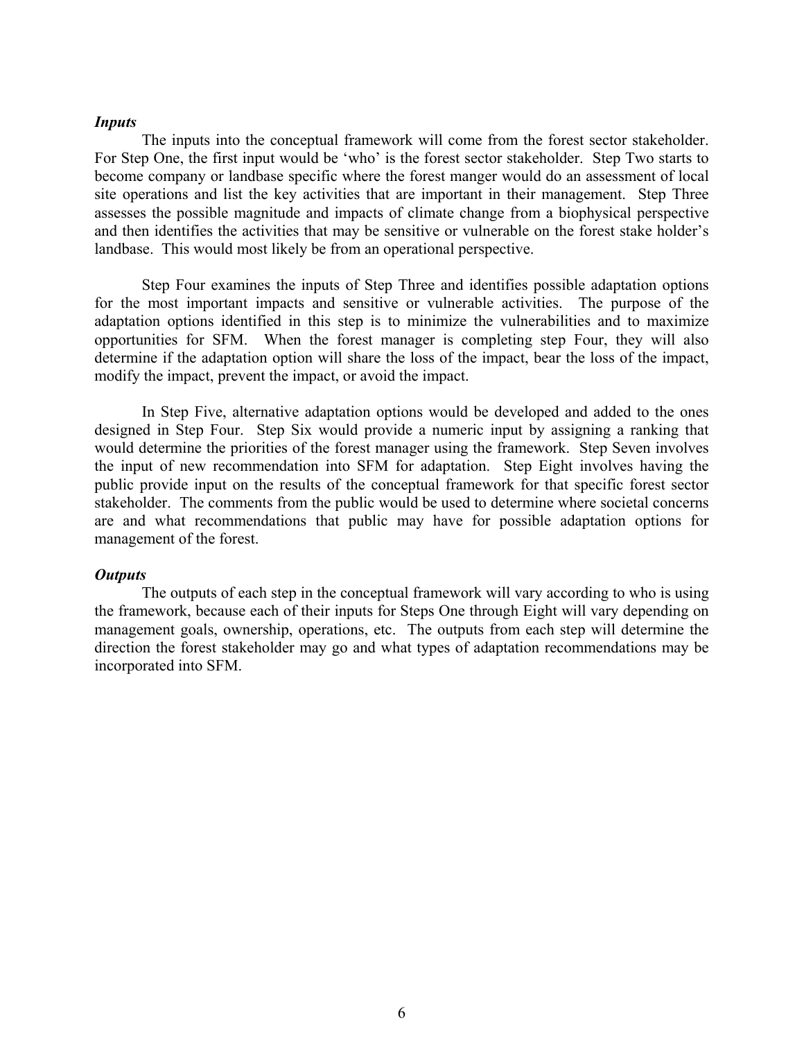***Inputs***

The inputs into the conceptual framework will come from the forest sector stakeholder. For Step One, the first input would be 'who' is the forest sector stakeholder. Step Two starts to become company or landbase specific where the forest manger would do an assessment of local site operations and list the key activities that are important in their management. Step Three assesses the possible magnitude and impacts of climate change from a biophysical perspective and then identifies the activities that may be sensitive or vulnerable on the forest stake holder's landbase. This would most likely be from an operational perspective.

Step Four examines the inputs of Step Three and identifies possible adaptation options for the most important impacts and sensitive or vulnerable activities. The purpose of the adaptation options identified in this step is to minimize the vulnerabilities and to maximize opportunities for SFM. When the forest manager is completing step Four, they will also determine if the adaptation option will share the loss of the impact, bear the loss of the impact, modify the impact, prevent the impact, or avoid the impact.

In Step Five, alternative adaptation options would be developed and added to the ones designed in Step Four. Step Six would provide a numeric input by assigning a ranking that would determine the priorities of the forest manager using the framework. Step Seven involves the input of new recommendation into SFM for adaptation. Step Eight involves having the public provide input on the results of the conceptual framework for that specific forest sector stakeholder. The comments from the public would be used to determine where societal concerns are and what recommendations that public may have for possible adaptation options for management of the forest.

***Outputs***

The outputs of each step in the conceptual framework will vary according to who is using the framework, because each of their inputs for Steps One through Eight will vary depending on management goals, ownership, operations, etc. The outputs from each step will determine the direction the forest stakeholder may go and what types of adaptation recommendations may be incorporated into SFM.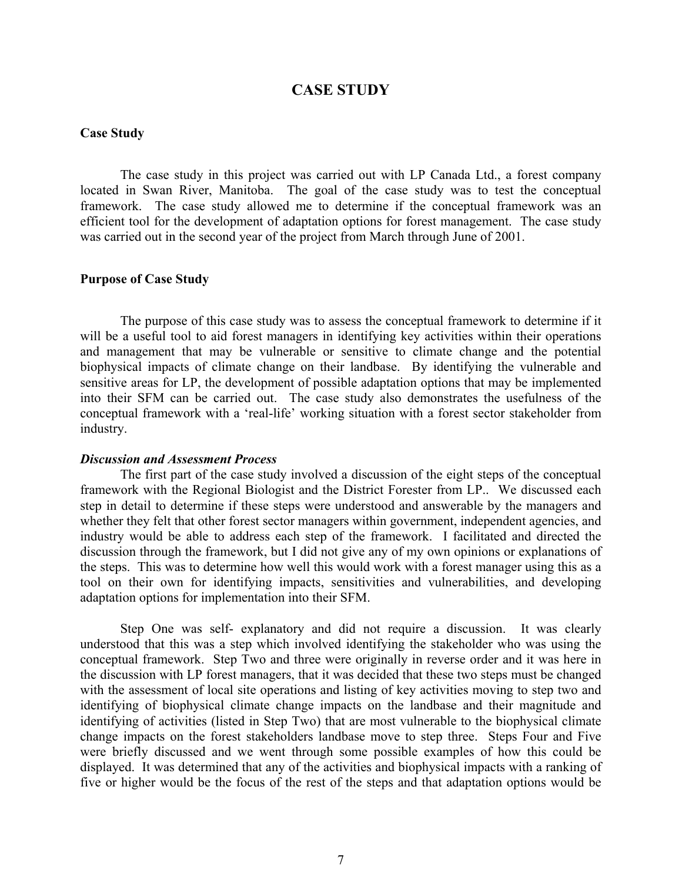# CASE STUDY

## Case Study

The case study in this project was carried out with LP Canada Ltd., a forest company located in Swan River, Manitoba. The goal of the case study was to test the conceptual framework. The case study allowed me to determine if the conceptual framework was an efficient tool for the development of adaptation options for forest management. The case study was carried out in the second year of the project from March through June of 2001.

## Purpose of Case Study

The purpose of this case study was to assess the conceptual framework to determine if it will be a useful tool to aid forest managers in identifying key activities within their operations and management that may be vulnerable or sensitive to climate change and the potential biophysical impacts of climate change on their landbase. By identifying the vulnerable and sensitive areas for LP, the development of possible adaptation options that may be implemented into their SFM can be carried out. The case study also demonstrates the usefulness of the conceptual framework with a 'real-life' working situation with a forest sector stakeholder from industry.

### *Discussion and Assessment Process*

The first part of the case study involved a discussion of the eight steps of the conceptual framework with the Regional Biologist and the District Forester from LP.. We discussed each step in detail to determine if these steps were understood and answerable by the managers and whether they felt that other forest sector managers within government, independent agencies, and industry would be able to address each step of the framework. I facilitated and directed the discussion through the framework, but I did not give any of my own opinions or explanations of the steps. This was to determine how well this would work with a forest manager using this as a tool on their own for identifying impacts, sensitivities and vulnerabilities, and developing adaptation options for implementation into their SFM.

Step One was self- explanatory and did not require a discussion. It was clearly understood that this was a step which involved identifying the stakeholder who was using the conceptual framework. Step Two and three were originally in reverse order and it was here in the discussion with LP forest managers, that it was decided that these two steps must be changed with the assessment of local site operations and listing of key activities moving to step two and identifying of biophysical climate change impacts on the landbase and their magnitude and identifying of activities (listed in Step Two) that are most vulnerable to the biophysical climate change impacts on the forest stakeholders landbase move to step three. Steps Four and Five were briefly discussed and we went through some possible examples of how this could be displayed. It was determined that any of the activities and biophysical impacts with a ranking of five or higher would be the focus of the rest of the steps and that adaptation options would be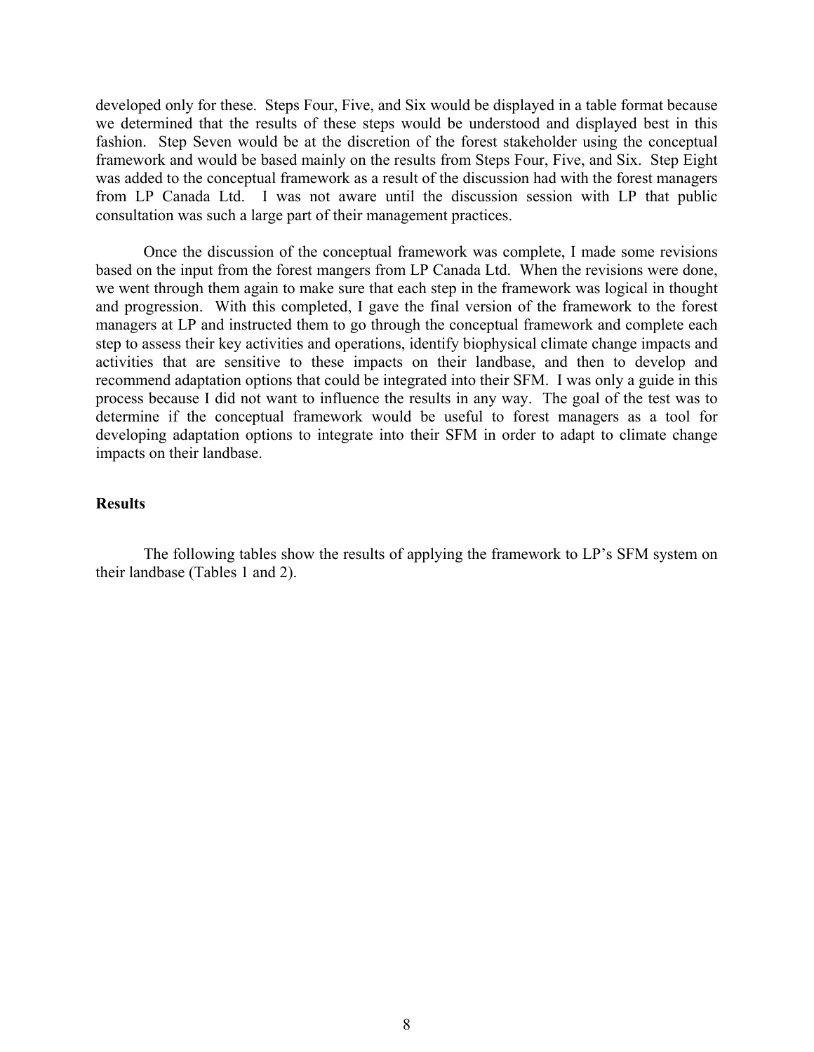developed only for these. Steps Four, Five, and Six would be displayed in a table format because we determined that the results of these steps would be understood and displayed best in this fashion. Step Seven would be at the discretion of the forest stakeholder using the conceptual framework and would be based mainly on the results from Steps Four, Five, and Six. Step Eight was added to the conceptual framework as a result of the discussion had with the forest managers from LP Canada Ltd. I was not aware until the discussion session with LP that public consultation was such a large part of their management practices.

Once the discussion of the conceptual framework was complete, I made some revisions based on the input from the forest mangers from LP Canada Ltd. When the revisions were done, we went through them again to make sure that each step in the framework was logical in thought and progression. With this completed, I gave the final version of the framework to the forest managers at LP and instructed them to go through the conceptual framework and complete each step to assess their key activities and operations, identify biophysical climate change impacts and activities that are sensitive to these impacts on their landbase, and then to develop and recommend adaptation options that could be integrated into their SFM. I was only a guide in this process because I did not want to influence the results in any way. The goal of the test was to determine if the conceptual framework would be useful to forest managers as a tool for developing adaptation options to integrate into their SFM in order to adapt to climate change impacts on their landbase.

**Results**

The following tables show the results of applying the framework to LP's SFM system on their landbase (Tables 1 and 2).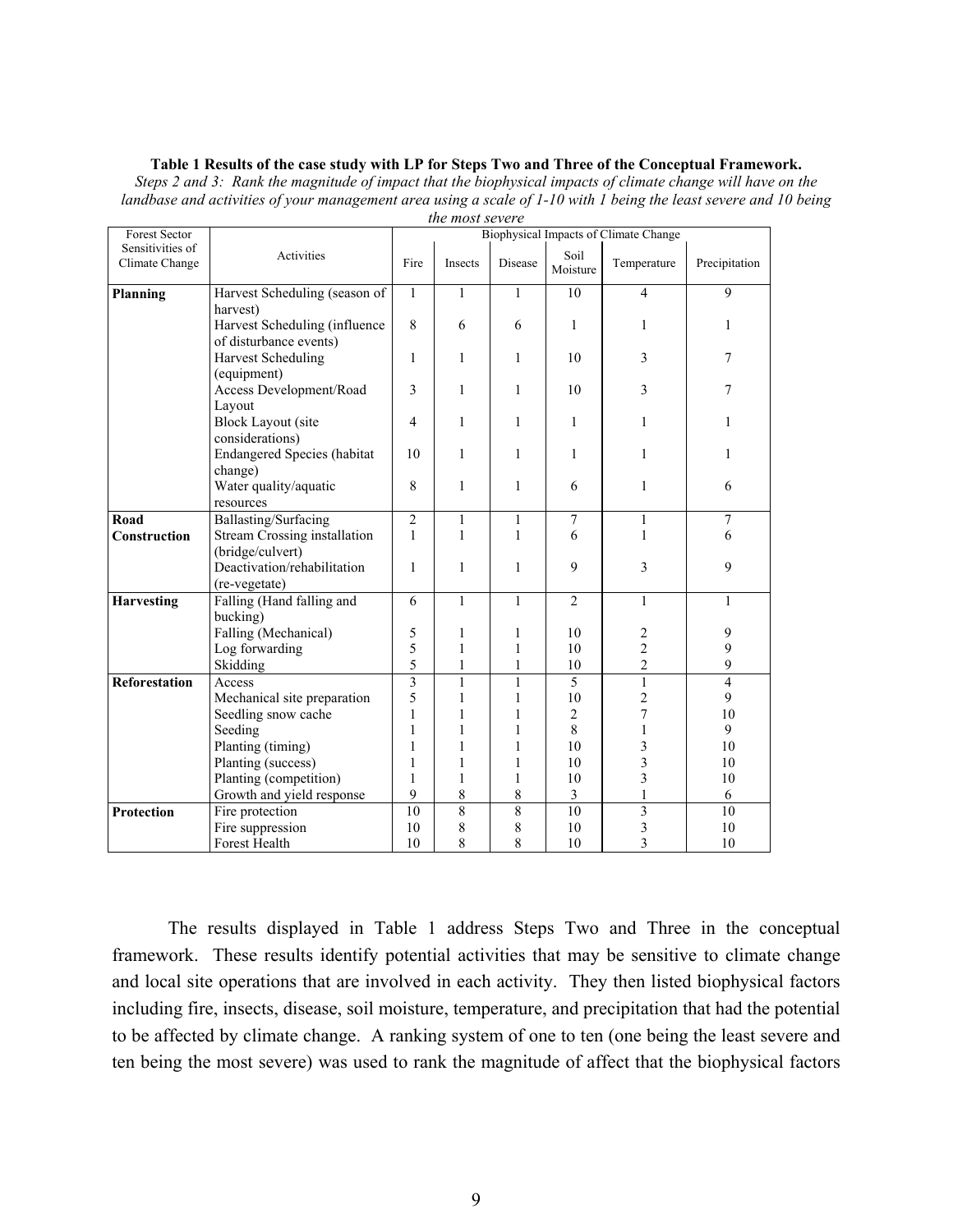**Table 1 Results of the case study with LP for Steps Two and Three of the Conceptual Framework.**

*Steps 2 and 3: Rank the magnitude of impact that the biophysical impacts of climate change will have on the landbase and activities of your management area using a scale of 1-10 with 1 being the least severe and 10 being the most severe*

| Forest Sector Sensitivities of Climate Change | Activities | Biophysical Impacts of Climate Change | | | | | |
|---|---|---|---|---|---|---|---|
| | | Fire | Insects | Disease | Soil Moisture | Temperature | Precipitation |
| **Planning** | Harvest Scheduling (season of harvest) | 1 | 1 | 1 | 10 | 4 | 9 |
| | Harvest Scheduling (influence of disturbance events) | 8 | 6 | 6 | 1 | 1 | 1 |
| | Harvest Scheduling (equipment) | 1 | 1 | 1 | 10 | 3 | 7 |
| | Access Development/Road Layout | 3 | 1 | 1 | 10 | 3 | 7 |
| | Block Layout (site considerations) | 4 | 1 | 1 | 1 | 1 | 1 |
| | Endangered Species (habitat change) | 10 | 1 | 1 | 1 | 1 | 1 |
| | Water quality/aquatic resources | 8 | 1 | 1 | 6 | 1 | 6 |
| **Road Construction** | Ballasting/Surfacing | 2 | 1 | 1 | 7 | 1 | 7 |
| | Stream Crossing installation (bridge/culvert) | 1 | 1 | 1 | 6 | 1 | 6 |
| | Deactivation/rehabilitation (re-vegetate) | 1 | 1 | 1 | 9 | 3 | 9 |
| **Harvesting** | Falling (Hand falling and bucking) | 6 | 1 | 1 | 2 | 1 | 1 |
| | Falling (Mechanical) | 5 | 1 | 1 | 10 | 2 | 9 |
| | Log forwarding | 5 | 1 | 1 | 10 | 2 | 9 |
| | Skidding | 5 | 1 | 1 | 10 | 2 | 9 |
| **Reforestation** | Access | 3 | 1 | 1 | 5 | 1 | 4 |
| | Mechanical site preparation | 5 | 1 | 1 | 10 | 2 | 9 |
| | Seedling snow cache | 1 | 1 | 1 | 2 | 7 | 10 |
| | Seeding | 1 | 1 | 1 | 8 | 1 | 9 |
| | Planting (timing) | 1 | 1 | 1 | 10 | 3 | 10 |
| | Planting (success) | 1 | 1 | 1 | 10 | 3 | 10 |
| | Planting (competition) | 1 | 1 | 1 | 10 | 3 | 10 |
| | Growth and yield response | 9 | 8 | 8 | 3 | 1 | 6 |
| **Protection** | Fire protection | 10 | 8 | 8 | 10 | 3 | 10 |
| | Fire suppression | 10 | 8 | 8 | 10 | 3 | 10 |
| | Forest Health | 10 | 8 | 8 | 10 | 3 | 10 |

The results displayed in Table 1 address Steps Two and Three in the conceptual framework. These results identify potential activities that may be sensitive to climate change and local site operations that are involved in each activity. They then listed biophysical factors including fire, insects, disease, soil moisture, temperature, and precipitation that had the potential to be affected by climate change. A ranking system of one to ten (one being the least severe and ten being the most severe) was used to rank the magnitude of affect that the biophysical factors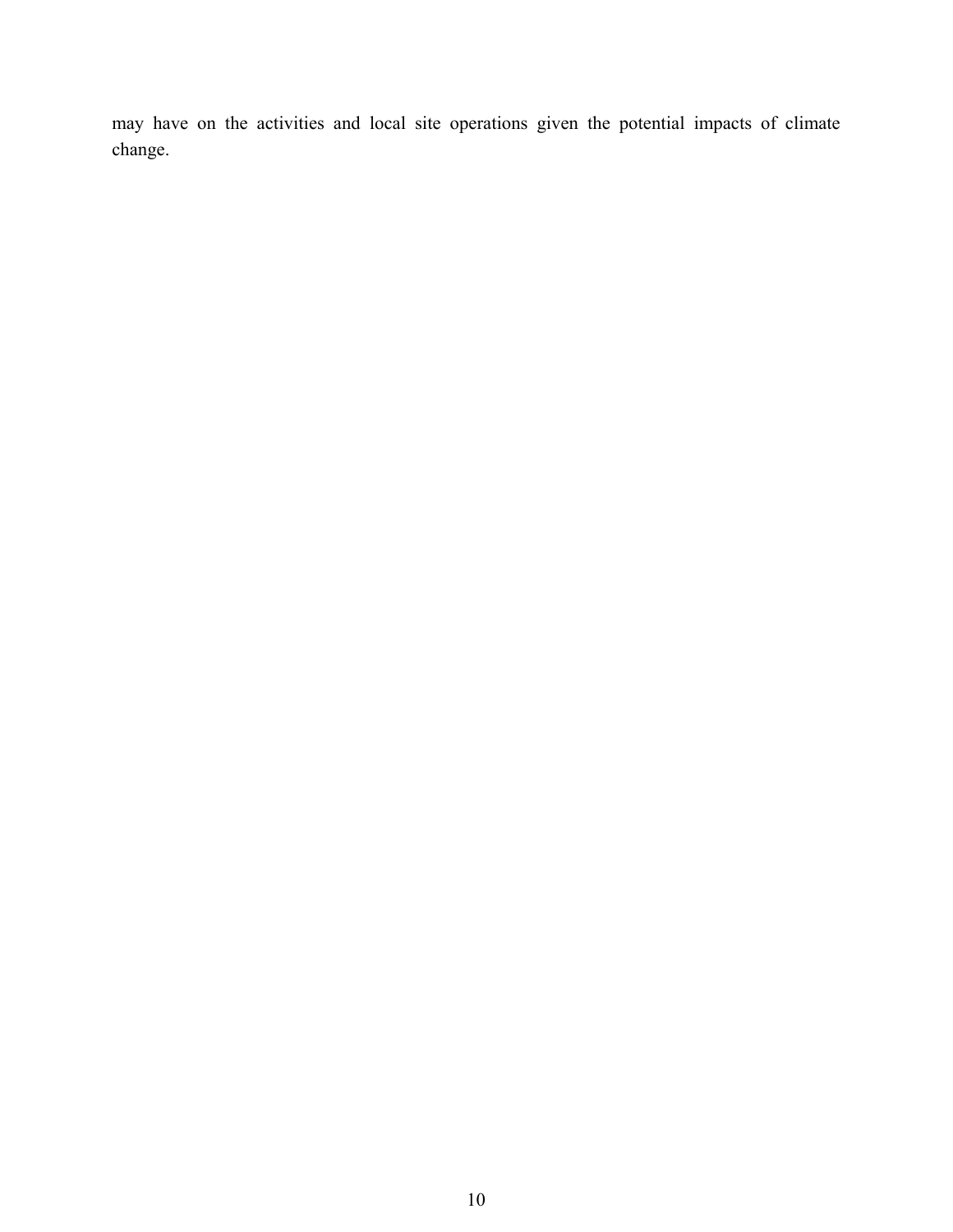may have on the activities and local site operations given the potential impacts of climate change.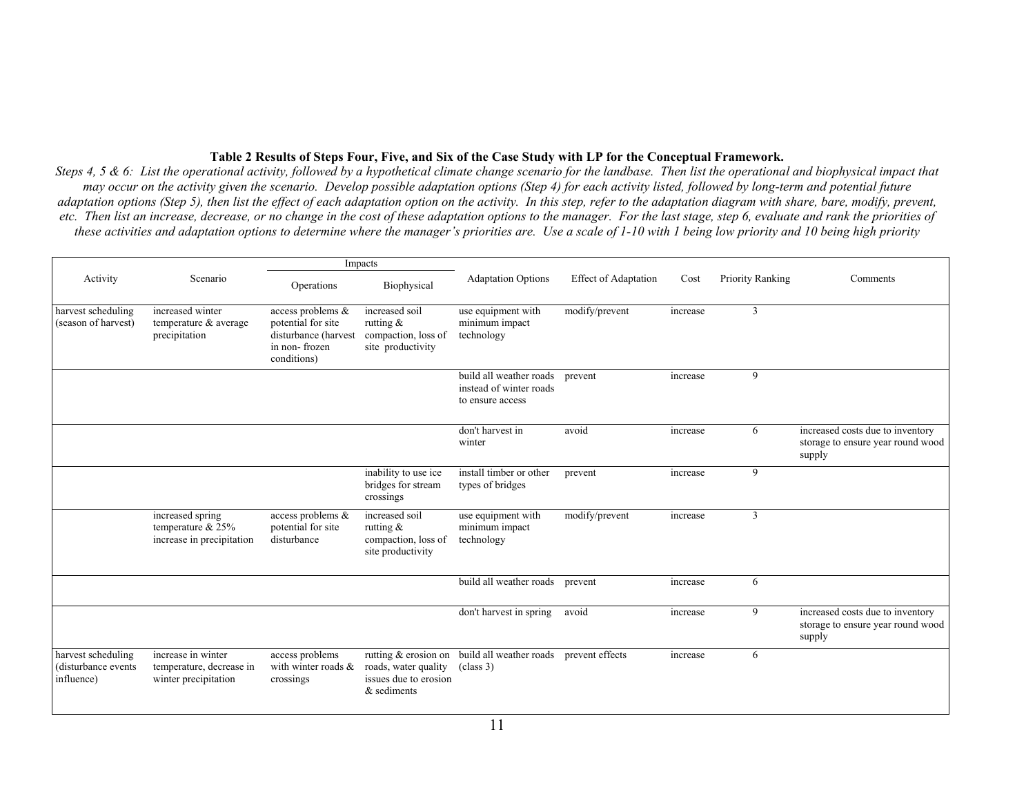**Table 2 Results of Steps Four, Five, and Six of the Case Study with LP for the Conceptual Framework.**

*Steps 4, 5 & 6: List the operational activity, followed by a hypothetical climate change scenario for the landbase. Then list the operational and biophysical impact that may occur on the activity given the scenario. Develop possible adaptation options (Step 4) for each activity listed, followed by long-term and potential future adaptation options (Step 5), then list the effect of each adaptation option on the activity. In this step, refer to the adaptation diagram with share, bare, modify, prevent, etc. Then list an increase, decrease, or no change in the cost of these adaptation options to the manager. For the last stage, step 6, evaluate and rank the priorities of these activities and adaptation options to determine where the manager's priorities are. Use a scale of 1-10 with 1 being low priority and 10 being high priority*

| Activity | Scenario | Impacts | | Adaptation Options | Effect of Adaptation | Cost | Priority Ranking | Comments |
|---|---|---|---|---|---|---|---|---|
| | | Operations | Biophysical | | | | | |
| harvest scheduling (season of harvest) | increased winter temperature & average precipitation | access problems & potential for site disturbance (harvest in non- frozen conditions) | increased soil rutting & compaction, loss of site productivity | use equipment with minimum impact technology | modify/prevent | increase | 3 | |
| | | | | build all weather roads instead of winter roads to ensure access | prevent | increase | 9 | |
| | | | | don't harvest in winter | avoid | increase | 6 | increased costs due to inventory storage to ensure year round wood supply |
| | | | inability to use ice bridges for stream crossings | install timber or other types of bridges | prevent | increase | 9 | |
| | increased spring temperature & 25% increase in precipitation | access problems & potential for site disturbance | increased soil rutting & compaction, loss of site productivity | use equipment with minimum impact technology | modify/prevent | increase | 3 | |
| | | | | build all weather roads | prevent | increase | 6 | |
| | | | | don't harvest in spring | avoid | increase | 9 | increased costs due to inventory storage to ensure year round wood supply |
| harvest scheduling (disturbance events influence) | increase in winter temperature, decrease in winter precipitation | access problems with winter roads & crossings | rutting & erosion on roads, water quality issues due to erosion & sediments | build all weather roads (class 3) | prevent effects | increase | 6 | |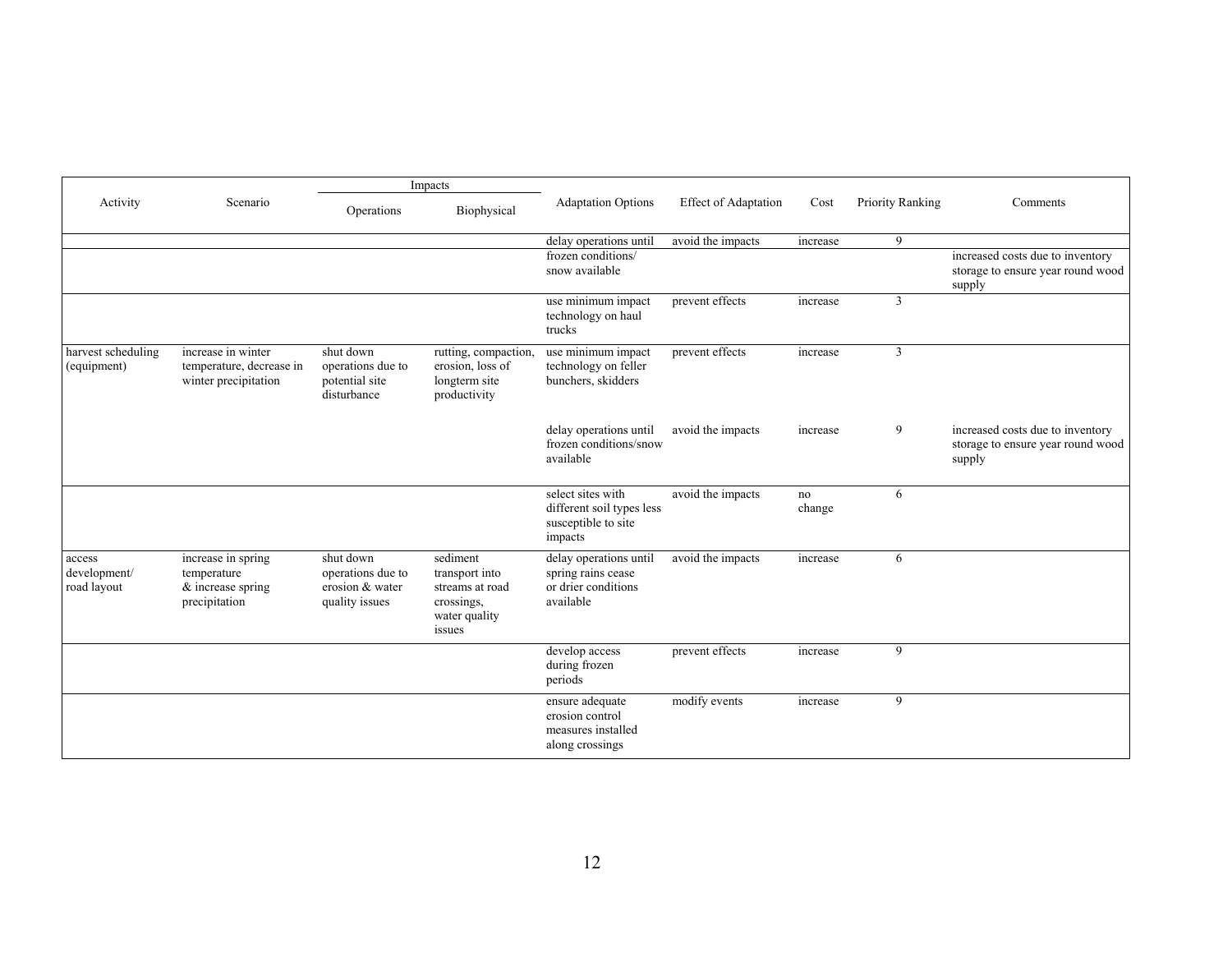| Activity | Scenario | Impacts | | Adaptation Options | Effect of Adaptation | Cost | Priority Ranking | Comments |
|---|---|---|---|---|---|---|---|---|
| | | Operations | Biophysical | | | | | |
| | | | | delay operations until frozen conditions/ snow available | avoid the impacts | increase | 9 | increased costs due to inventory storage to ensure year round wood supply |
| | | | | use minimum impact technology on haul trucks | prevent effects | increase | 3 | |
| harvest scheduling (equipment) | increase in winter temperature, decrease in winter precipitation | shut down operations due to potential site disturbance | rutting, compaction, erosion, loss of longterm site productivity | use minimum impact technology on feller bunchers, skidders | prevent effects | increase | 3 | |
| | | | | delay operations until frozen conditions/snow available | avoid the impacts | increase | 9 | increased costs due to inventory storage to ensure year round wood supply |
| | | | | select sites with different soil types less susceptible to site impacts | avoid the impacts | no change | 6 | |
| access development/ road layout | increase in spring temperature & increase spring precipitation | shut down operations due to erosion & water quality issues | sediment transport into streams at road crossings, water quality issues | delay operations until spring rains cease or drier conditions available | avoid the impacts | increase | 6 | |
| | | | | develop access during frozen periods | prevent effects | increase | 9 | |
| | | | | ensure adequate erosion control measures installed along crossings | modify events | increase | 9 | |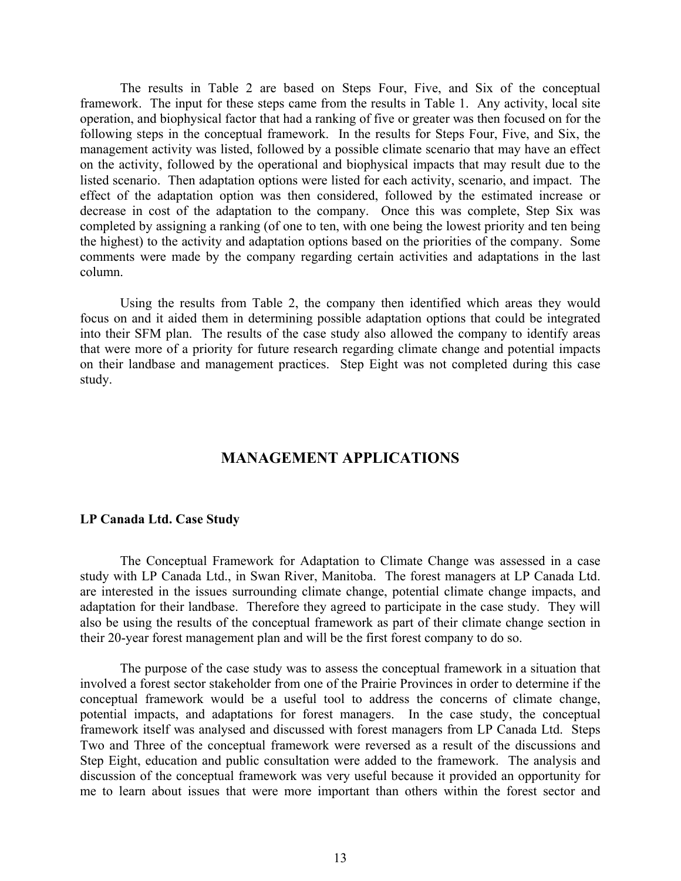The results in Table 2 are based on Steps Four, Five, and Six of the conceptual framework. The input for these steps came from the results in Table 1. Any activity, local site operation, and biophysical factor that had a ranking of five or greater was then focused on for the following steps in the conceptual framework. In the results for Steps Four, Five, and Six, the management activity was listed, followed by a possible climate scenario that may have an effect on the activity, followed by the operational and biophysical impacts that may result due to the listed scenario. Then adaptation options were listed for each activity, scenario, and impact. The effect of the adaptation option was then considered, followed by the estimated increase or decrease in cost of the adaptation to the company. Once this was complete, Step Six was completed by assigning a ranking (of one to ten, with one being the lowest priority and ten being the highest) to the activity and adaptation options based on the priorities of the company. Some comments were made by the company regarding certain activities and adaptations in the last column.

Using the results from Table 2, the company then identified which areas they would focus on and it aided them in determining possible adaptation options that could be integrated into their SFM plan. The results of the case study also allowed the company to identify areas that were more of a priority for future research regarding climate change and potential impacts on their landbase and management practices. Step Eight was not completed during this case study.

## MANAGEMENT APPLICATIONS

**LP Canada Ltd. Case Study**

The Conceptual Framework for Adaptation to Climate Change was assessed in a case study with LP Canada Ltd., in Swan River, Manitoba. The forest managers at LP Canada Ltd. are interested in the issues surrounding climate change, potential climate change impacts, and adaptation for their landbase. Therefore they agreed to participate in the case study. They will also be using the results of the conceptual framework as part of their climate change section in their 20-year forest management plan and will be the first forest company to do so.

The purpose of the case study was to assess the conceptual framework in a situation that involved a forest sector stakeholder from one of the Prairie Provinces in order to determine if the conceptual framework would be a useful tool to address the concerns of climate change, potential impacts, and adaptations for forest managers. In the case study, the conceptual framework itself was analysed and discussed with forest managers from LP Canada Ltd. Steps Two and Three of the conceptual framework were reversed as a result of the discussions and Step Eight, education and public consultation were added to the framework. The analysis and discussion of the conceptual framework was very useful because it provided an opportunity for me to learn about issues that were more important than others within the forest sector and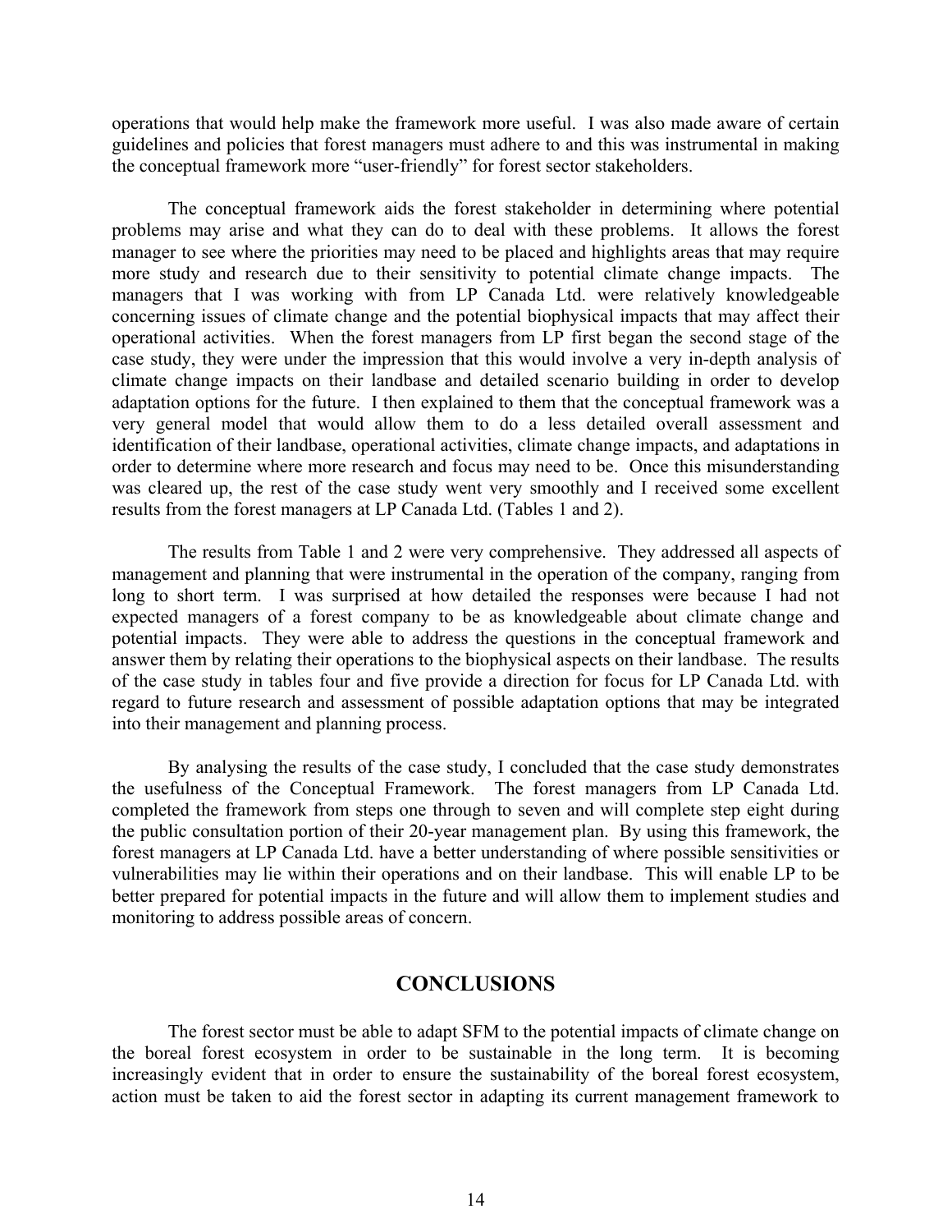operations that would help make the framework more useful. I was also made aware of certain guidelines and policies that forest managers must adhere to and this was instrumental in making the conceptual framework more "user-friendly" for forest sector stakeholders.

The conceptual framework aids the forest stakeholder in determining where potential problems may arise and what they can do to deal with these problems. It allows the forest manager to see where the priorities may need to be placed and highlights areas that may require more study and research due to their sensitivity to potential climate change impacts. The managers that I was working with from LP Canada Ltd. were relatively knowledgeable concerning issues of climate change and the potential biophysical impacts that may affect their operational activities. When the forest managers from LP first began the second stage of the case study, they were under the impression that this would involve a very in-depth analysis of climate change impacts on their landbase and detailed scenario building in order to develop adaptation options for the future. I then explained to them that the conceptual framework was a very general model that would allow them to do a less detailed overall assessment and identification of their landbase, operational activities, climate change impacts, and adaptations in order to determine where more research and focus may need to be. Once this misunderstanding was cleared up, the rest of the case study went very smoothly and I received some excellent results from the forest managers at LP Canada Ltd. (Tables 1 and 2).

The results from Table 1 and 2 were very comprehensive. They addressed all aspects of management and planning that were instrumental in the operation of the company, ranging from long to short term. I was surprised at how detailed the responses were because I had not expected managers of a forest company to be as knowledgeable about climate change and potential impacts. They were able to address the questions in the conceptual framework and answer them by relating their operations to the biophysical aspects on their landbase. The results of the case study in tables four and five provide a direction for focus for LP Canada Ltd. with regard to future research and assessment of possible adaptation options that may be integrated into their management and planning process.

By analysing the results of the case study, I concluded that the case study demonstrates the usefulness of the Conceptual Framework. The forest managers from LP Canada Ltd. completed the framework from steps one through to seven and will complete step eight during the public consultation portion of their 20-year management plan. By using this framework, the forest managers at LP Canada Ltd. have a better understanding of where possible sensitivities or vulnerabilities may lie within their operations and on their landbase. This will enable LP to be better prepared for potential impacts in the future and will allow them to implement studies and monitoring to address possible areas of concern.

## CONCLUSIONS

The forest sector must be able to adapt SFM to the potential impacts of climate change on the boreal forest ecosystem in order to be sustainable in the long term. It is becoming increasingly evident that in order to ensure the sustainability of the boreal forest ecosystem, action must be taken to aid the forest sector in adapting its current management framework to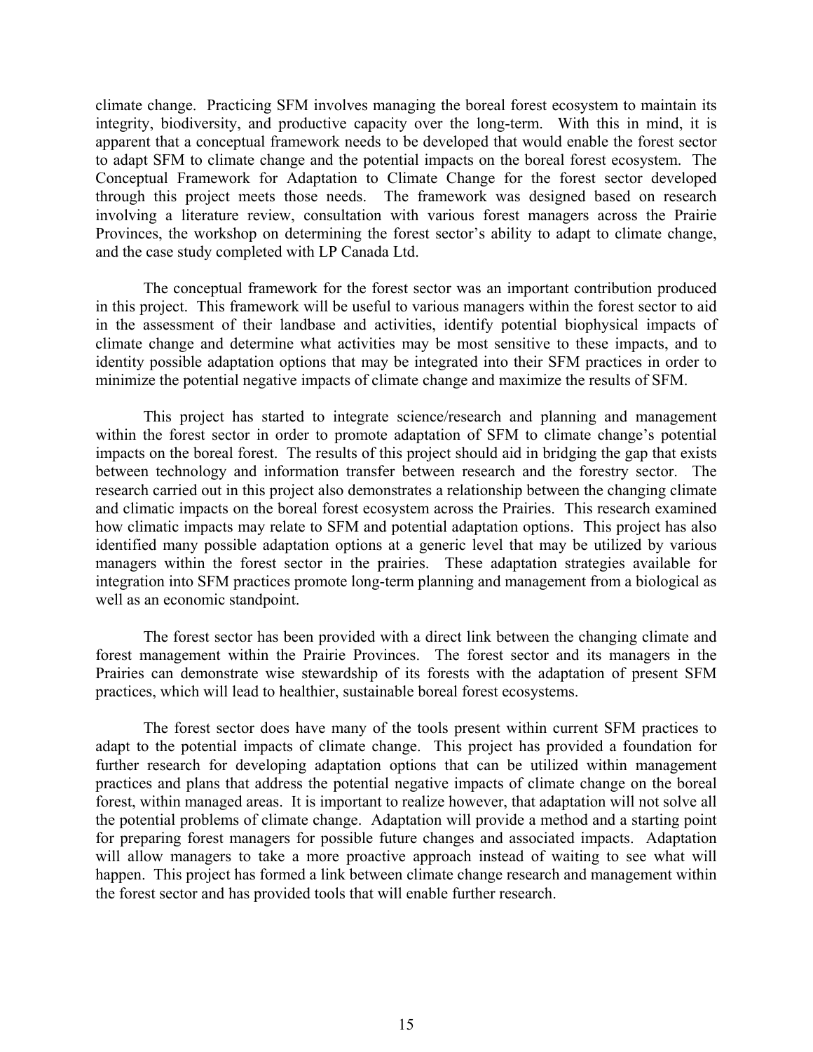climate change. Practicing SFM involves managing the boreal forest ecosystem to maintain its integrity, biodiversity, and productive capacity over the long-term. With this in mind, it is apparent that a conceptual framework needs to be developed that would enable the forest sector to adapt SFM to climate change and the potential impacts on the boreal forest ecosystem. The Conceptual Framework for Adaptation to Climate Change for the forest sector developed through this project meets those needs. The framework was designed based on research involving a literature review, consultation with various forest managers across the Prairie Provinces, the workshop on determining the forest sector's ability to adapt to climate change, and the case study completed with LP Canada Ltd.

The conceptual framework for the forest sector was an important contribution produced in this project. This framework will be useful to various managers within the forest sector to aid in the assessment of their landbase and activities, identify potential biophysical impacts of climate change and determine what activities may be most sensitive to these impacts, and to identity possible adaptation options that may be integrated into their SFM practices in order to minimize the potential negative impacts of climate change and maximize the results of SFM.

This project has started to integrate science/research and planning and management within the forest sector in order to promote adaptation of SFM to climate change's potential impacts on the boreal forest. The results of this project should aid in bridging the gap that exists between technology and information transfer between research and the forestry sector. The research carried out in this project also demonstrates a relationship between the changing climate and climatic impacts on the boreal forest ecosystem across the Prairies. This research examined how climatic impacts may relate to SFM and potential adaptation options. This project has also identified many possible adaptation options at a generic level that may be utilized by various managers within the forest sector in the prairies. These adaptation strategies available for integration into SFM practices promote long-term planning and management from a biological as well as an economic standpoint.

The forest sector has been provided with a direct link between the changing climate and forest management within the Prairie Provinces. The forest sector and its managers in the Prairies can demonstrate wise stewardship of its forests with the adaptation of present SFM practices, which will lead to healthier, sustainable boreal forest ecosystems.

The forest sector does have many of the tools present within current SFM practices to adapt to the potential impacts of climate change. This project has provided a foundation for further research for developing adaptation options that can be utilized within management practices and plans that address the potential negative impacts of climate change on the boreal forest, within managed areas. It is important to realize however, that adaptation will not solve all the potential problems of climate change. Adaptation will provide a method and a starting point for preparing forest managers for possible future changes and associated impacts. Adaptation will allow managers to take a more proactive approach instead of waiting to see what will happen. This project has formed a link between climate change research and management within the forest sector and has provided tools that will enable further research.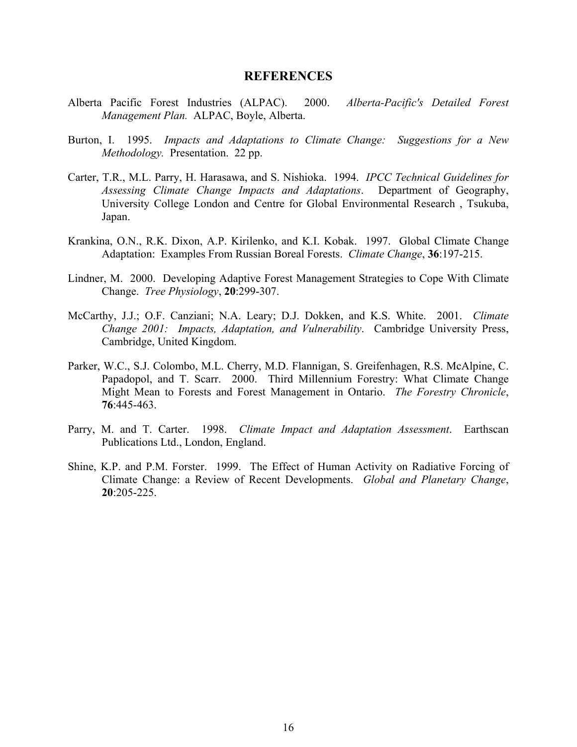## REFERENCES

Alberta Pacific Forest Industries (ALPAC). 2000. *Alberta-Pacific's Detailed Forest Management Plan.* ALPAC, Boyle, Alberta.

Burton, I. 1995. *Impacts and Adaptations to Climate Change: Suggestions for a New Methodology.* Presentation. 22 pp.

Carter, T.R., M.L. Parry, H. Harasawa, and S. Nishioka. 1994. *IPCC Technical Guidelines for Assessing Climate Change Impacts and Adaptations*. Department of Geography, University College London and Centre for Global Environmental Research , Tsukuba, Japan.

Krankina, O.N., R.K. Dixon, A.P. Kirilenko, and K.I. Kobak. 1997. Global Climate Change Adaptation: Examples From Russian Boreal Forests. *Climate Change*, **36**:197-215.

Lindner, M. 2000. Developing Adaptive Forest Management Strategies to Cope With Climate Change. *Tree Physiology*, **20**:299-307.

McCarthy, J.J.; O.F. Canziani; N.A. Leary; D.J. Dokken, and K.S. White. 2001. *Climate Change 2001: Impacts, Adaptation, and Vulnerability*. Cambridge University Press, Cambridge, United Kingdom.

Parker, W.C., S.J. Colombo, M.L. Cherry, M.D. Flannigan, S. Greifenhagen, R.S. McAlpine, C. Papadopol, and T. Scarr. 2000. Third Millennium Forestry: What Climate Change Might Mean to Forests and Forest Management in Ontario. *The Forestry Chronicle*, **76**:445-463.

Parry, M. and T. Carter. 1998. *Climate Impact and Adaptation Assessment*. Earthscan Publications Ltd., London, England.

Shine, K.P. and P.M. Forster. 1999. The Effect of Human Activity on Radiative Forcing of Climate Change: a Review of Recent Developments. *Global and Planetary Change*, **20**:205-225.